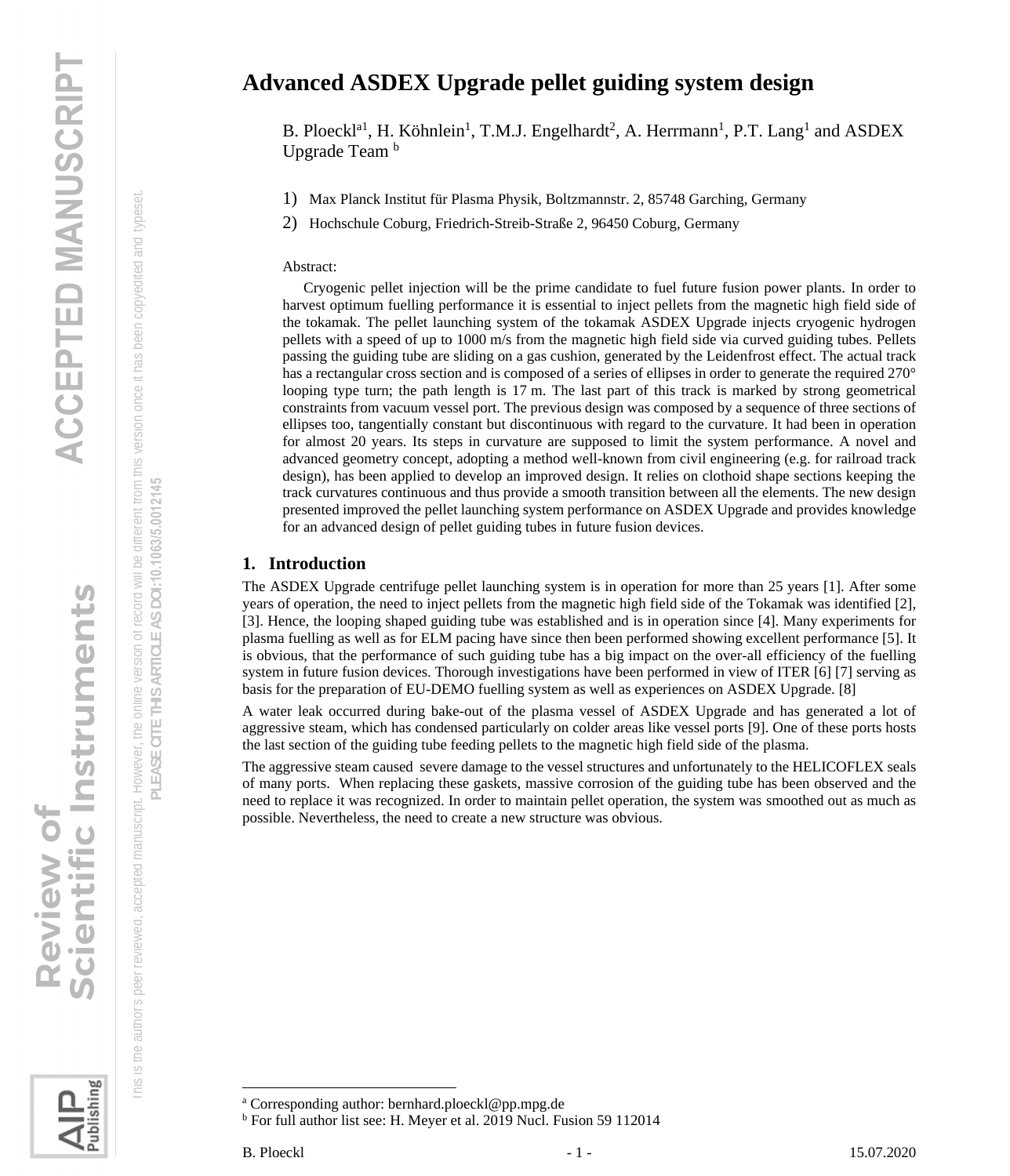# Advanced ASDEX Upgrade pellet guiding system design

B. Ploeckl[a1], H. Köhnlein[1], T.M.J. Engelhardt[2], A. Herrmann[1], P.T. Lang[1] and ASDEX Upgrade Team [b]

1) Max Planck Institut für Plasma Physik, Boltzmannstr. 2, 85748 Garching, Germany
2) Hochschule Coburg, Friedrich-Streib-Straße 2, 96450 Coburg, Germany

Abstract:

Cryogenic pellet injection will be the prime candidate to fuel future fusion power plants. In order to harvest optimum fuelling performance it is essential to inject pellets from the magnetic high field side of the tokamak. The pellet launching system of the tokamak ASDEX Upgrade injects cryogenic hydrogen pellets with a speed of up to 1000 m/s from the magnetic high field side via curved guiding tubes. Pellets passing the guiding tube are sliding on a gas cushion, generated by the Leidenfrost effect. The actual track has a rectangular cross section and is composed of a series of ellipses in order to generate the required 270° looping type turn; the path length is 17 m. The last part of this track is marked by strong geometrical constraints from vacuum vessel port. The previous design was composed by a sequence of three sections of ellipses too, tangentially constant but discontinuous with regard to the curvature. It had been in operation for almost 20 years. Its steps in curvature are supposed to limit the system performance. A novel and advanced geometry concept, adopting a method well-known from civil engineering (e.g. for railroad track design), has been applied to develop an improved design. It relies on clothoid shape sections keeping the track curvatures continuous and thus provide a smooth transition between all the elements. The new design presented improved the pellet launching system performance on ASDEX Upgrade and provides knowledge for an advanced design of pellet guiding tubes in future fusion devices.

## 1. Introduction

The ASDEX Upgrade centrifuge pellet launching system is in operation for more than 25 years [1]. After some years of operation, the need to inject pellets from the magnetic high field side of the Tokamak was identified [2], [3]. Hence, the looping shaped guiding tube was established and is in operation since [4]. Many experiments for plasma fuelling as well as for ELM pacing have since then been performed showing excellent performance [5]. It is obvious, that the performance of such guiding tube has a big impact on the over-all efficiency of the fuelling system in future fusion devices. Thorough investigations have been performed in view of ITER [6] [7] serving as basis for the preparation of EU-DEMO fuelling system as well as experiences on ASDEX Upgrade. [8]

A water leak occurred during bake-out of the plasma vessel of ASDEX Upgrade and has generated a lot of aggressive steam, which has condensed particularly on colder areas like vessel ports [9]. One of these ports hosts the last section of the guiding tube feeding pellets to the magnetic high field side of the plasma.

The aggressive steam caused severe damage to the vessel structures and unfortunately to the HELICOFLEX seals of many ports. When replacing these gaskets, massive corrosion of the guiding tube has been observed and the need to replace it was recognized. In order to maintain pellet operation, the system was smoothed out as much as possible. Nevertheless, the need to create a new structure was obvious.

[a] Corresponding author: bernhard.ploeckl@pp.mpg.de
[b] For full author list see: H. Meyer et al. 2019 Nucl. Fusion 59 112014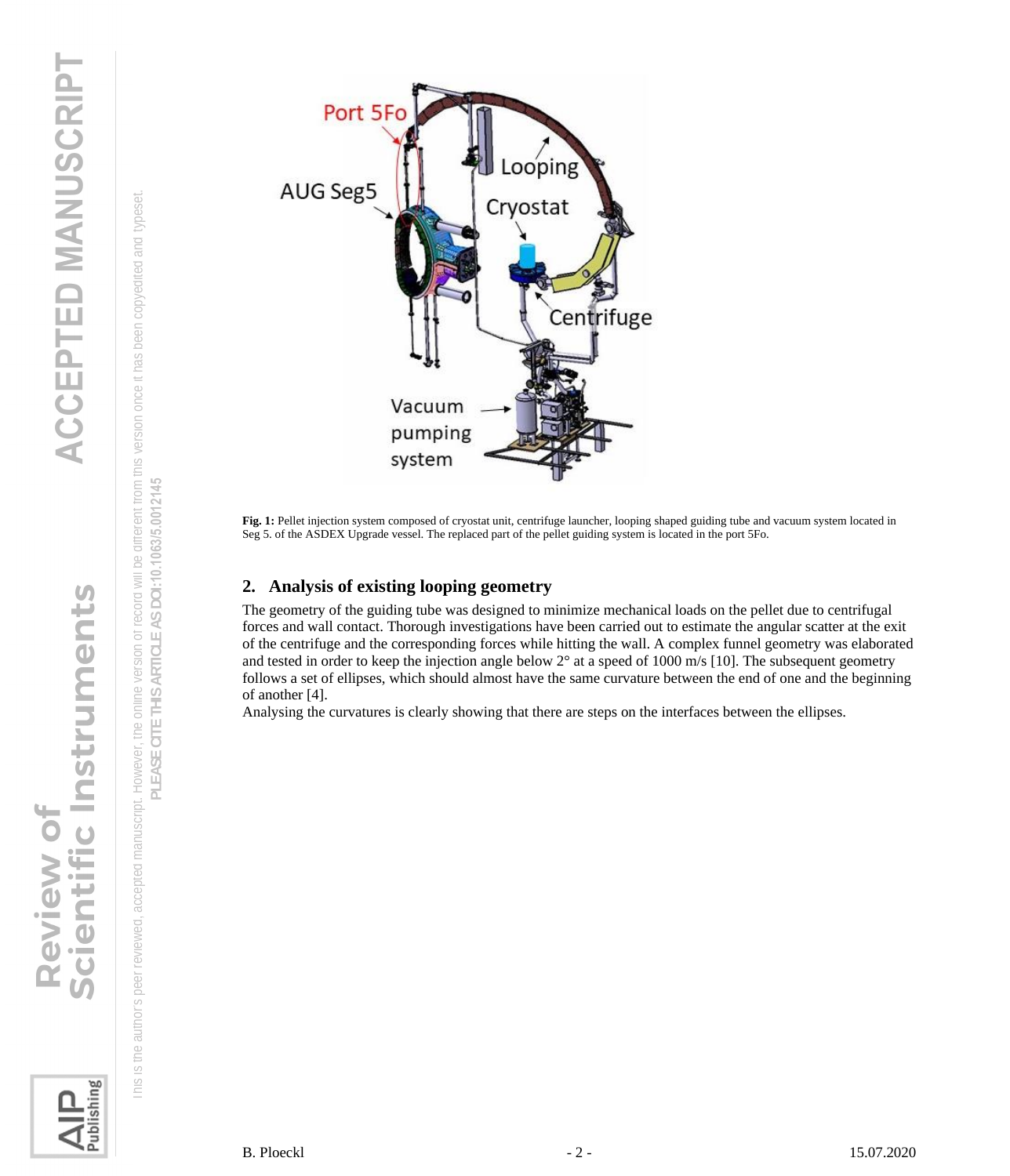**Fig. 1:** Pellet injection system composed of cryostat unit, centrifuge launcher, looping shaped guiding tube and vacuum system located in Seg 5. of the ASDEX Upgrade vessel. The replaced part of the pellet guiding system is located in the port 5Fo.

## 2. Analysis of existing looping geometry

The geometry of the guiding tube was designed to minimize mechanical loads on the pellet due to centrifugal forces and wall contact. Thorough investigations have been carried out to estimate the angular scatter at the exit of the centrifuge and the corresponding forces while hitting the wall. A complex funnel geometry was elaborated and tested in order to keep the injection angle below 2° at a speed of 1000 m/s [10]. The subsequent geometry follows a set of ellipses, which should almost have the same curvature between the end of one and the beginning of another [4].

Analysing the curvatures is clearly showing that there are steps on the interfaces between the ellipses.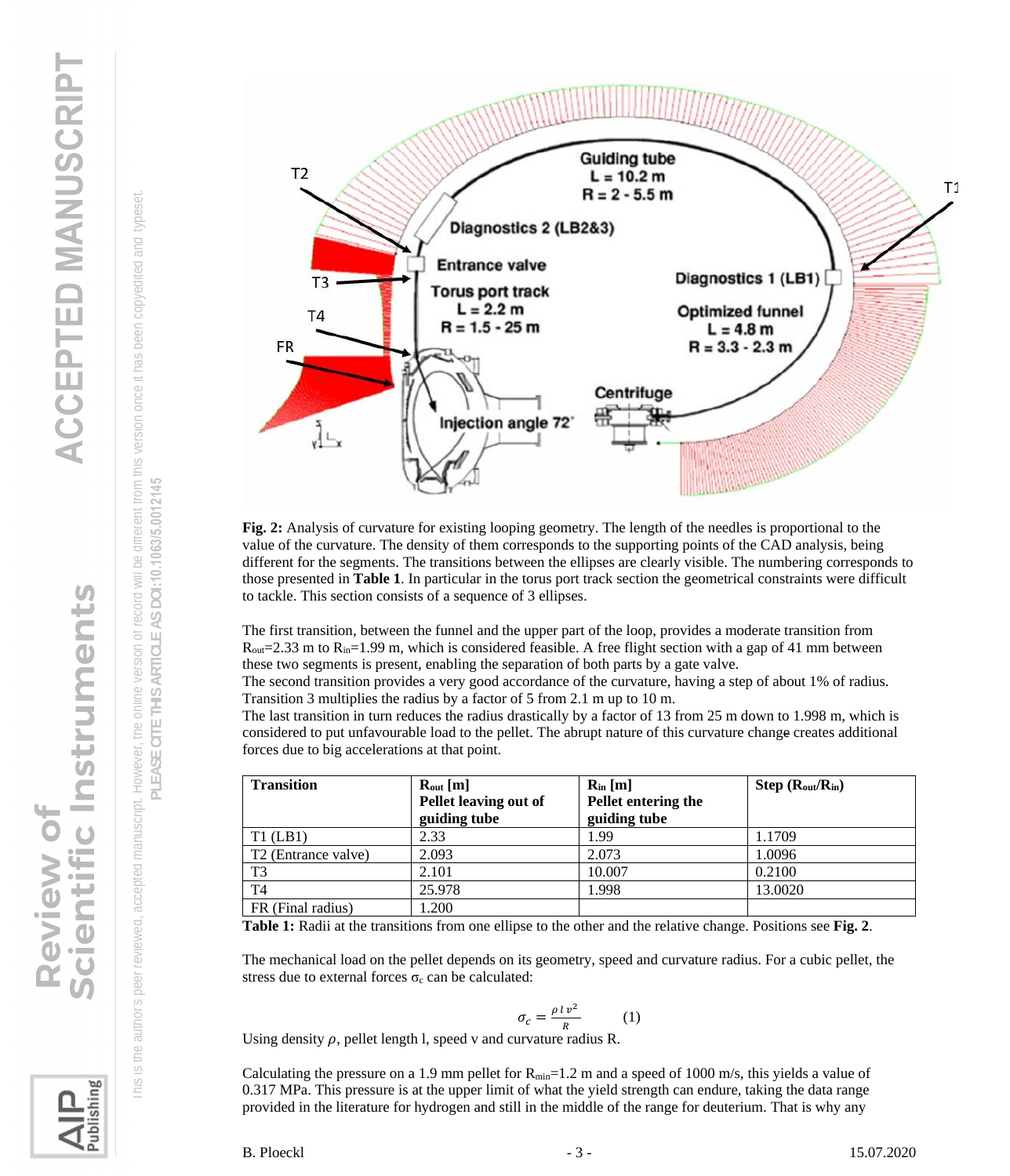**Fig. 2:** Analysis of curvature for existing looping geometry. The length of the needles is proportional to the value of the curvature. The density of them corresponds to the supporting points of the CAD analysis, being different for the segments. The transitions between the ellipses are clearly visible. The numbering corresponds to those presented in **Table 1**. In particular in the torus port track section the geometrical constraints were difficult to tackle. This section consists of a sequence of 3 ellipses.

The first transition, between the funnel and the upper part of the loop, provides a moderate transition from $R_{out}$=2.33 m to $R_{in}$=1.99 m, which is considered feasible. A free flight section with a gap of 41 mm between these two segments is present, enabling the separation of both parts by a gate valve.
The second transition provides a very good accordance of the curvature, having a step of about 1% of radius.
Transition 3 multiplies the radius by a factor of 5 from 2.1 m up to 10 m.
The last transition in turn reduces the radius drastically by a factor of 13 from 25 m down to 1.998 m, which is considered to put unfavourable load to the pellet. The abrupt nature of this curvature change creates additional forces due to big accelerations at that point.

| **Transition** | **$R_{out}$ [m] Pellet leaving out of guiding tube** | **$R_{in}$ [m] Pellet entering the guiding tube** | **Step ($R_{out}/R_{in}$)** |
|---|---|---|---|
| T1 (LB1) | 2.33 | 1.99 | 1.1709 |
| T2 (Entrance valve) | 2.093 | 2.073 | 1.0096 |
| T3 | 2.101 | 10.007 | 0.2100 |
| T4 | 25.978 | 1.998 | 13.0020 |
| FR (Final radius) | 1.200 | | |

**Table 1:** Radii at the transitions from one ellipse to the other and the relative change. Positions see **Fig. 2**.

The mechanical load on the pellet depends on its geometry, speed and curvature radius. For a cubic pellet, the stress due to external forces $\sigma_c$ can be calculated:

$$\sigma_c = \frac{\rho \, l \, v^2}{R} \qquad (1)$$

Using density $\rho$, pellet length l, speed v and curvature radius R.

Calculating the pressure on a 1.9 mm pellet for $R_{min}$=1.2 m and a speed of 1000 m/s, this yields a value of 0.317 MPa. This pressure is at the upper limit of what the yield strength can endure, taking the data range provided in the literature for hydrogen and still in the middle of the range for deuterium. That is why any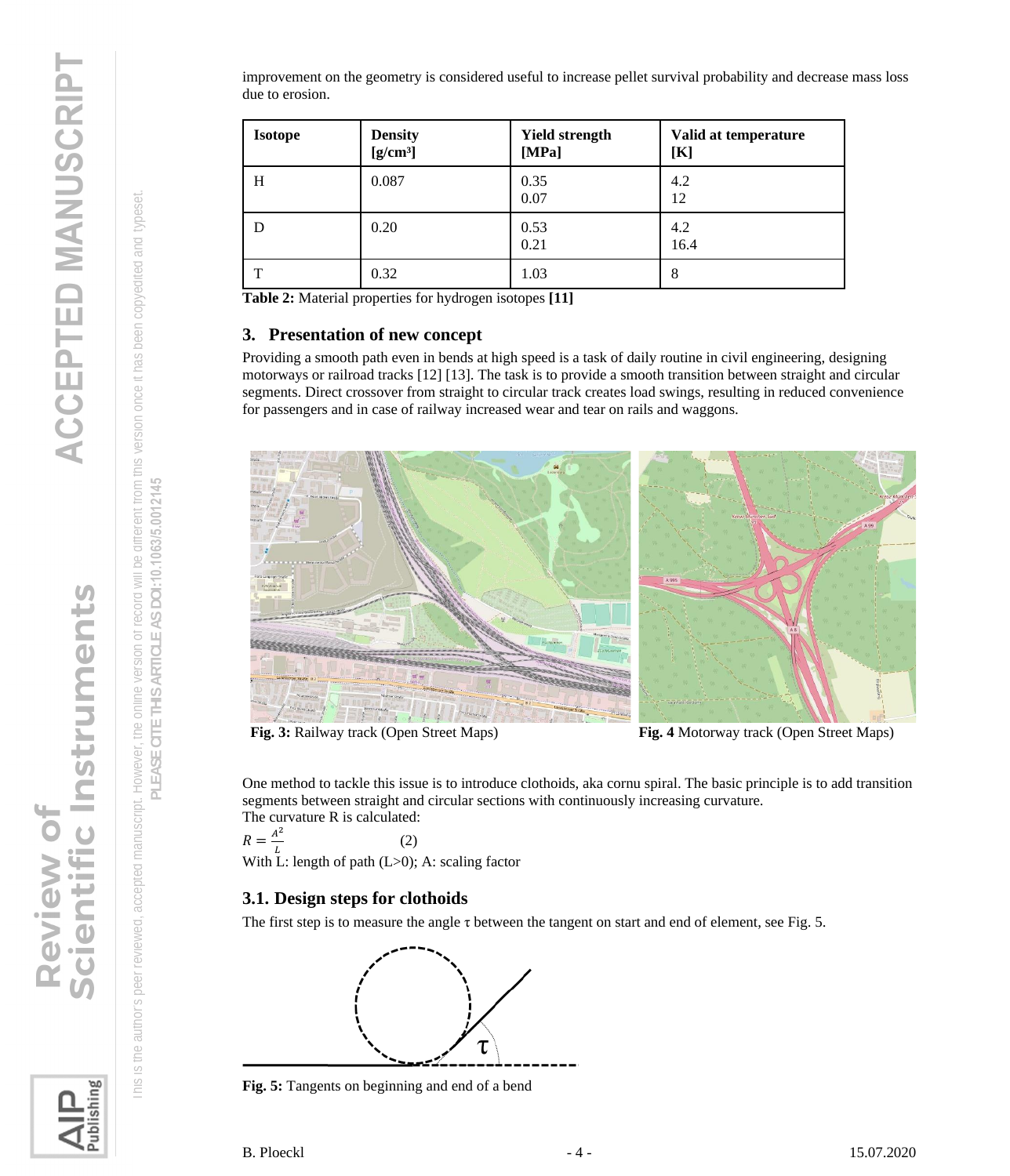improvement on the geometry is considered useful to increase pellet survival probability and decrease mass loss due to erosion.

| Isotope | Density [g/cm³] | Yield strength [MPa] | Valid at temperature [K] |
|---|---|---|---|
| H | 0.087 | 0.35<br>0.07 | 4.2<br>12 |
| D | 0.20 | 0.53<br>0.21 | 4.2<br>16.4 |
| T | 0.32 | 1.03 | 8 |

**Table 2:** Material properties for hydrogen isotopes **[11]**

## 3. Presentation of new concept

Providing a smooth path even in bends at high speed is a task of daily routine in civil engineering, designing motorways or railroad tracks [12] [13]. The task is to provide a smooth transition between straight and circular segments. Direct crossover from straight to circular track creates load swings, resulting in reduced convenience for passengers and in case of railway increased wear and tear on rails and waggons.

**Fig. 3:** Railway track (Open Street Maps)

**Fig. 4** Motorway track (Open Street Maps)

One method to tackle this issue is to introduce clothoids, aka cornu spiral. The basic principle is to add transition segments between straight and circular sections with continuously increasing curvature.
The curvature R is calculated:

$$R = \frac{A^2}{L} \qquad (2)$$

With L: length of path (L>0); A: scaling factor

### 3.1. Design steps for clothoids

The first step is to measure the angle τ between the tangent on start and end of element, see Fig. 5.

**Fig. 5:** Tangents on beginning and end of a bend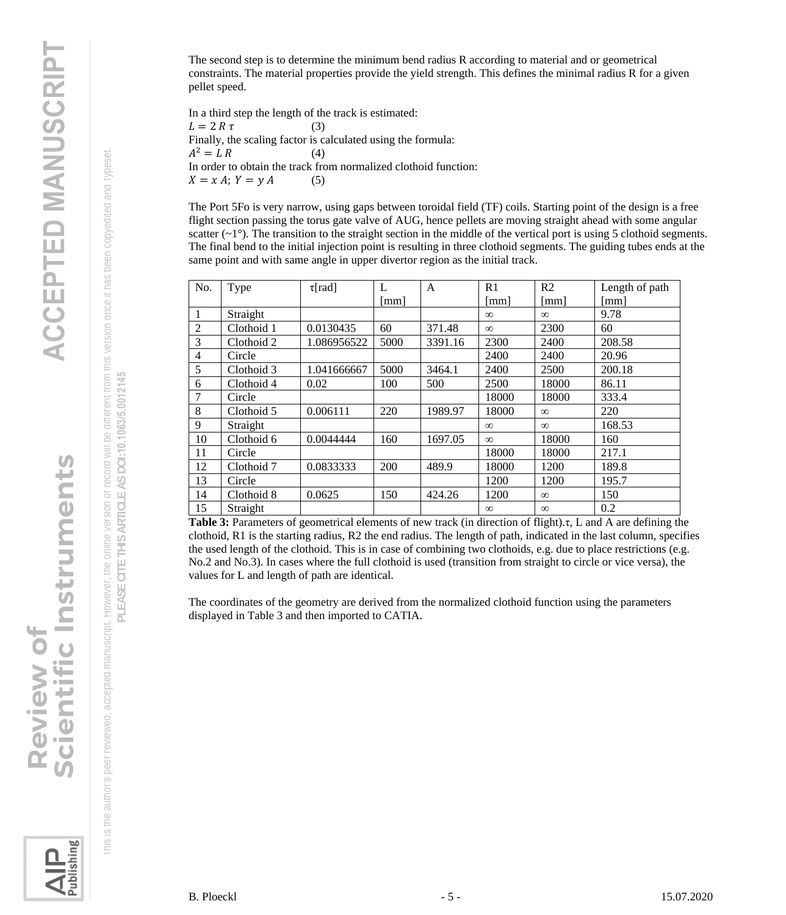The second step is to determine the minimum bend radius R according to material and or geometrical constraints. The material properties provide the yield strength. This defines the minimal radius R for a given pellet speed.

In a third step the length of the track is estimated:

$L = 2\,R\,\tau$ (3)

Finally, the scaling factor is calculated using the formula:

$A^2 = L\,R$ (4)

In order to obtain the track from normalized clothoid function:

$X = x\,A;\; Y = y\,A$ (5)

The Port 5Fo is very narrow, using gaps between toroidal field (TF) coils. Starting point of the design is a free flight section passing the torus gate valve of AUG, hence pellets are moving straight ahead with some angular scatter (~1°). The transition to the straight section in the middle of the vertical port is using 5 clothoid segments. The final bend to the initial injection point is resulting in three clothoid segments. The guiding tubes ends at the same point and with same angle in upper divertor region as the initial track.

| No. | Type | τ[rad] | L [mm] | A | R1 [mm] | R2 [mm] | Length of path [mm] |
|---|---|---|---|---|---|---|---|
| 1 | Straight | | | | ∞ | ∞ | 9.78 |
| 2 | Clothoid 1 | 0.0130435 | 60 | 371.48 | ∞ | 2300 | 60 |
| 3 | Clothoid 2 | 1.086956522 | 5000 | 3391.16 | 2300 | 2400 | 208.58 |
| 4 | Circle | | | | 2400 | 2400 | 20.96 |
| 5 | Clothoid 3 | 1.041666667 | 5000 | 3464.1 | 2400 | 2500 | 200.18 |
| 6 | Clothoid 4 | 0.02 | 100 | 500 | 2500 | 18000 | 86.11 |
| 7 | Circle | | | | 18000 | 18000 | 333.4 |
| 8 | Clothoid 5 | 0.006111 | 220 | 1989.97 | 18000 | ∞ | 220 |
| 9 | Straight | | | | ∞ | ∞ | 168.53 |
| 10 | Clothoid 6 | 0.0044444 | 160 | 1697.05 | ∞ | 18000 | 160 |
| 11 | Circle | | | | 18000 | 18000 | 217.1 |
| 12 | Clothoid 7 | 0.0833333 | 200 | 489.9 | 18000 | 1200 | 189.8 |
| 13 | Circle | | | | 1200 | 1200 | 195.7 |
| 14 | Clothoid 8 | 0.0625 | 150 | 424.26 | 1200 | ∞ | 150 |
| 15 | Straight | | | | ∞ | ∞ | 0.2 |

**Table 3:** Parameters of geometrical elements of new track (in direction of flight).τ, L and A are defining the clothoid, R1 is the starting radius, R2 the end radius. The length of path, indicated in the last column, specifies the used length of the clothoid. This is in case of combining two clothoids, e.g. due to place restrictions (e.g. No.2 and No.3). In cases where the full clothoid is used (transition from straight to circle or vice versa), the values for L and length of path are identical.

The coordinates of the geometry are derived from the normalized clothoid function using the parameters displayed in Table 3 and then imported to CATIA.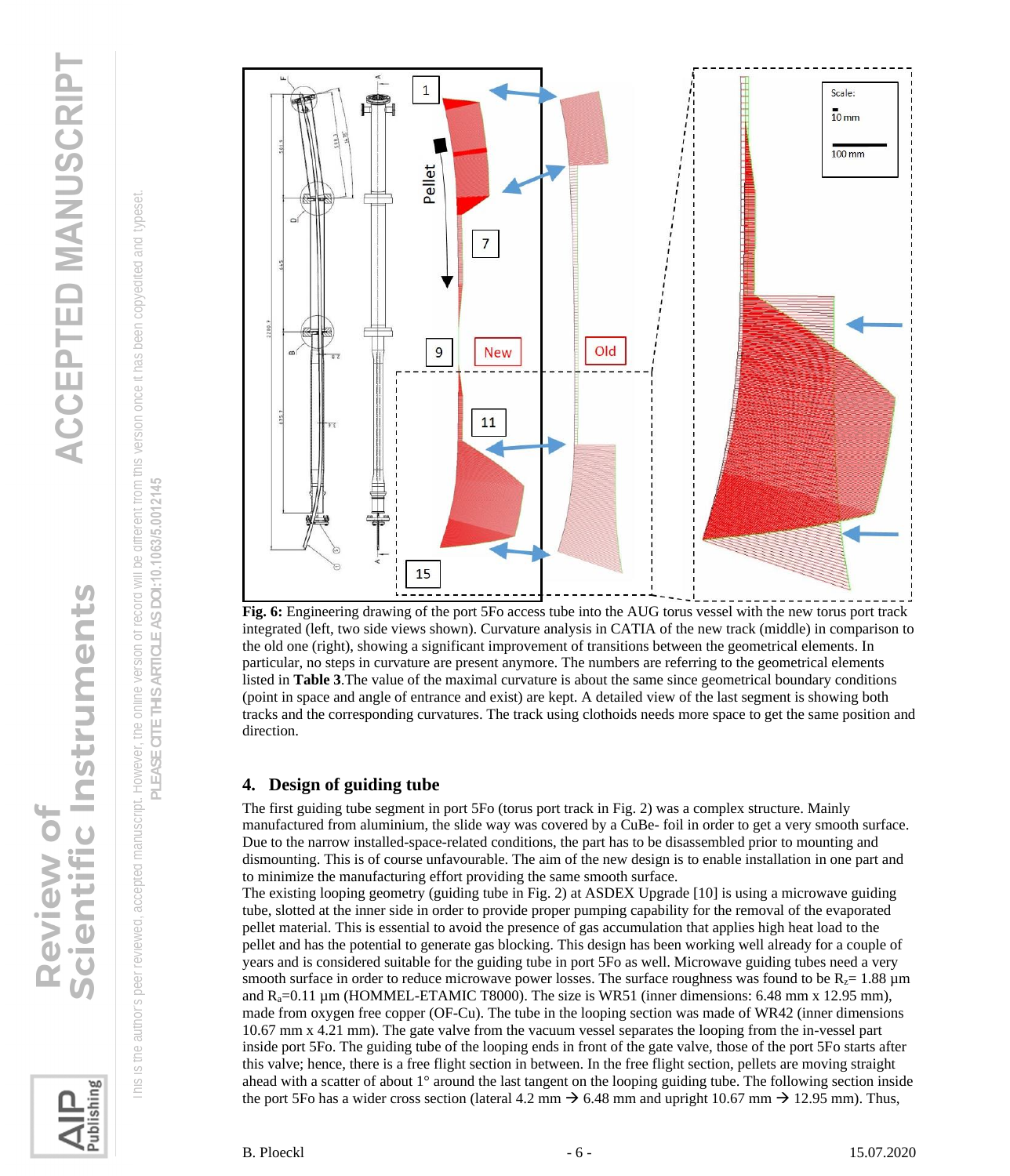**Fig. 6:** Engineering drawing of the port 5Fo access tube into the AUG torus vessel with the new torus port track integrated (left, two side views shown). Curvature analysis in CATIA of the new track (middle) in comparison to the old one (right), showing a significant improvement of transitions between the geometrical elements. In particular, no steps in curvature are present anymore. The numbers are referring to the geometrical elements listed in **Table 3**.The value of the maximal curvature is about the same since geometrical boundary conditions (point in space and angle of entrance and exist) are kept. A detailed view of the last segment is showing both tracks and the corresponding curvatures. The track using clothoids needs more space to get the same position and direction.

## 4. Design of guiding tube

The first guiding tube segment in port 5Fo (torus port track in Fig. 2) was a complex structure. Mainly manufactured from aluminium, the slide way was covered by a CuBe- foil in order to get a very smooth surface. Due to the narrow installed-space-related conditions, the part has to be disassembled prior to mounting and dismounting. This is of course unfavourable. The aim of the new design is to enable installation in one part and to minimize the manufacturing effort providing the same smooth surface.

The existing looping geometry (guiding tube in Fig. 2) at ASDEX Upgrade [10] is using a microwave guiding tube, slotted at the inner side in order to provide proper pumping capability for the removal of the evaporated pellet material. This is essential to avoid the presence of gas accumulation that applies high heat load to the pellet and has the potential to generate gas blocking. This design has been working well already for a couple of years and is considered suitable for the guiding tube in port 5Fo as well. Microwave guiding tubes need a very smooth surface in order to reduce microwave power losses. The surface roughness was found to be $R_z$= 1.88 µm and $R_a$=0.11 µm (HOMMEL-ETAMIC T8000). The size is WR51 (inner dimensions: 6.48 mm x 12.95 mm), made from oxygen free copper (OF-Cu). The tube in the looping section was made of WR42 (inner dimensions 10.67 mm x 4.21 mm). The gate valve from the vacuum vessel separates the looping from the in-vessel part inside port 5Fo. The guiding tube of the looping ends in front of the gate valve, those of the port 5Fo starts after this valve; hence, there is a free flight section in between. In the free flight section, pellets are moving straight ahead with a scatter of about 1° around the last tangent on the looping guiding tube. The following section inside the port 5Fo has a wider cross section (lateral 4.2 mm → 6.48 mm and upright 10.67 mm → 12.95 mm). Thus,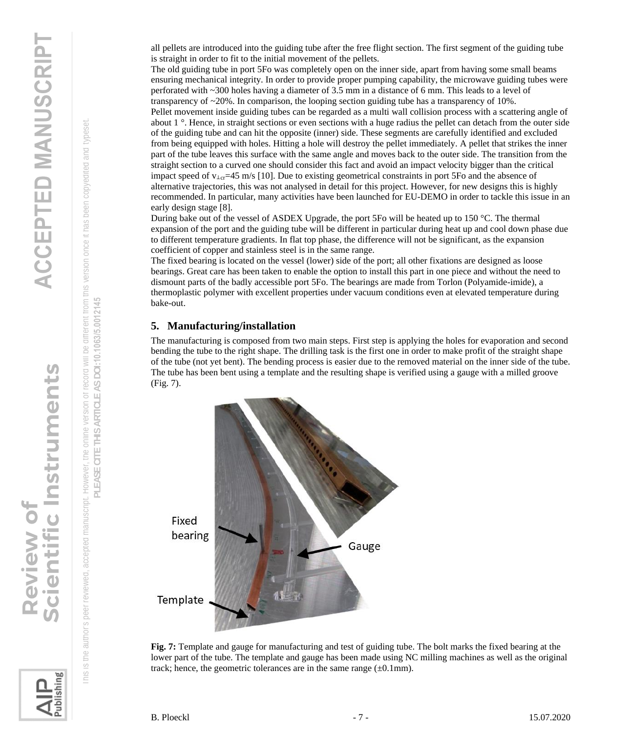all pellets are introduced into the guiding tube after the free flight section. The first segment of the guiding tube is straight in order to fit to the initial movement of the pellets.

The old guiding tube in port 5Fo was completely open on the inner side, apart from having some small beams ensuring mechanical integrity. In order to provide proper pumping capability, the microwave guiding tubes were perforated with ~300 holes having a diameter of 3.5 mm in a distance of 6 mm. This leads to a level of transparency of ~20%. In comparison, the looping section guiding tube has a transparency of 10%.

Pellet movement inside guiding tubes can be regarded as a multi wall collision process with a scattering angle of about 1 °. Hence, in straight sections or even sections with a huge radius the pellet can detach from the outer side of the guiding tube and can hit the opposite (inner) side. These segments are carefully identified and excluded from being equipped with holes. Hitting a hole will destroy the pellet immediately. A pellet that strikes the inner part of the tube leaves this surface with the same angle and moves back to the outer side. The transition from the straight section to a curved one should consider this fact and avoid an impact velocity bigger than the critical impact speed of $v_{\perp cr}$=45 m/s [10]. Due to existing geometrical constraints in port 5Fo and the absence of alternative trajectories, this was not analysed in detail for this project. However, for new designs this is highly recommended. In particular, many activities have been launched for EU-DEMO in order to tackle this issue in an early design stage [8].

During bake out of the vessel of ASDEX Upgrade, the port 5Fo will be heated up to 150 °C. The thermal expansion of the port and the guiding tube will be different in particular during heat up and cool down phase due to different temperature gradients. In flat top phase, the difference will not be significant, as the expansion coefficient of copper and stainless steel is in the same range.

The fixed bearing is located on the vessel (lower) side of the port; all other fixations are designed as loose bearings. Great care has been taken to enable the option to install this part in one piece and without the need to dismount parts of the badly accessible port 5Fo. The bearings are made from Torlon (Polyamide-imide), a thermoplastic polymer with excellent properties under vacuum conditions even at elevated temperature during bake-out.

## 5. Manufacturing/installation

The manufacturing is composed from two main steps. First step is applying the holes for evaporation and second bending the tube to the right shape. The drilling task is the first one in order to make profit of the straight shape of the tube (not yet bent). The bending process is easier due to the removed material on the inner side of the tube. The tube has been bent using a template and the resulting shape is verified using a gauge with a milled groove (Fig. 7).

**Fig. 7:** Template and gauge for manufacturing and test of guiding tube. The bolt marks the fixed bearing at the lower part of the tube. The template and gauge has been made using NC milling machines as well as the original track; hence, the geometric tolerances are in the same range (±0.1mm).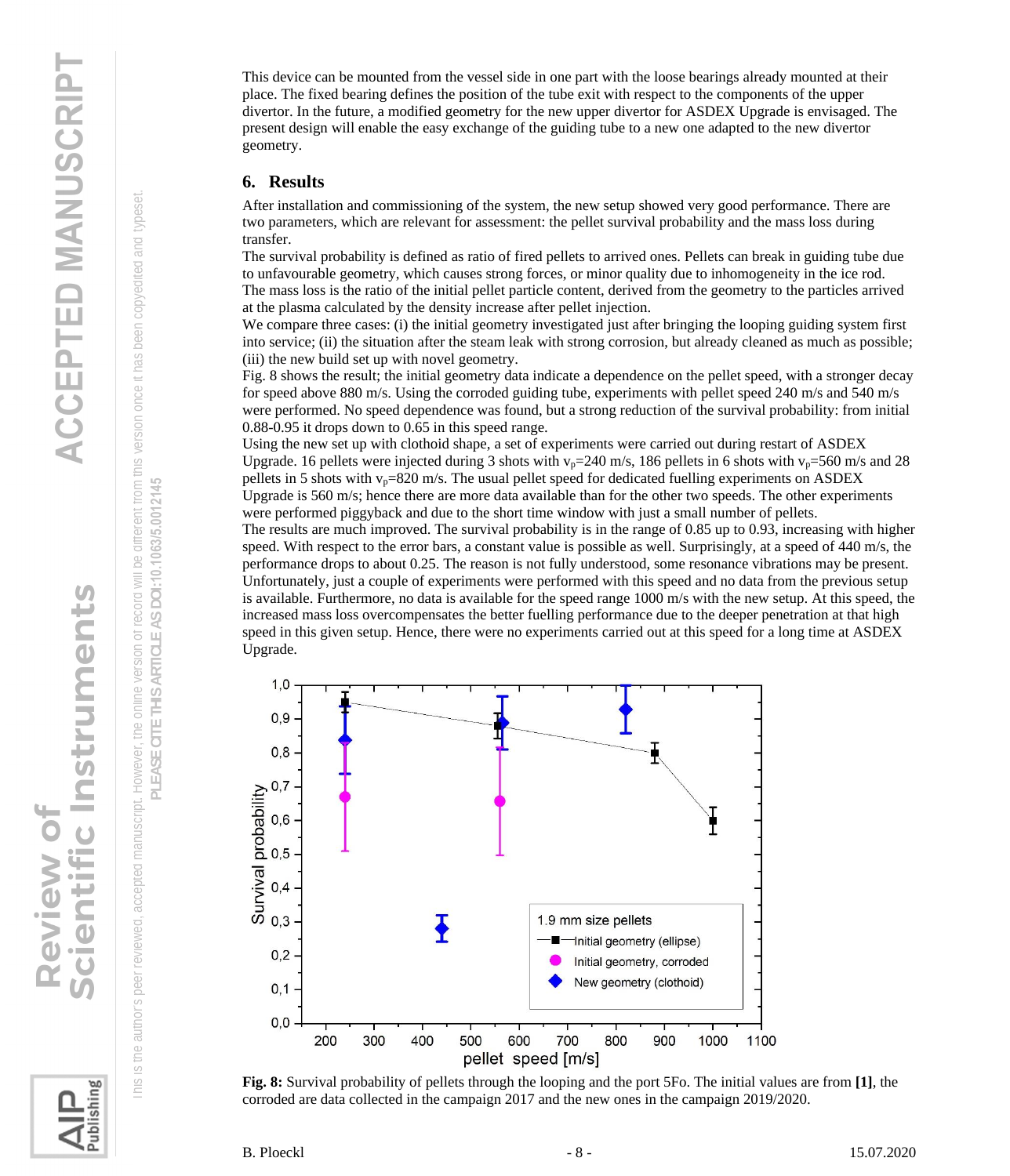This device can be mounted from the vessel side in one part with the loose bearings already mounted at their place. The fixed bearing defines the position of the tube exit with respect to the components of the upper divertor. In the future, a modified geometry for the new upper divertor for ASDEX Upgrade is envisaged. The present design will enable the easy exchange of the guiding tube to a new one adapted to the new divertor geometry.

## 6. Results

After installation and commissioning of the system, the new setup showed very good performance. There are two parameters, which are relevant for assessment: the pellet survival probability and the mass loss during transfer.

The survival probability is defined as ratio of fired pellets to arrived ones. Pellets can break in guiding tube due to unfavourable geometry, which causes strong forces, or minor quality due to inhomogeneity in the ice rod.

The mass loss is the ratio of the initial pellet particle content, derived from the geometry to the particles arrived at the plasma calculated by the density increase after pellet injection.

We compare three cases: (i) the initial geometry investigated just after bringing the looping guiding system first into service; (ii) the situation after the steam leak with strong corrosion, but already cleaned as much as possible; (iii) the new build set up with novel geometry.

Fig. 8 shows the result; the initial geometry data indicate a dependence on the pellet speed, with a stronger decay for speed above 880 m/s. Using the corroded guiding tube, experiments with pellet speed 240 m/s and 540 m/s were performed. No speed dependence was found, but a strong reduction of the survival probability: from initial 0.88-0.95 it drops down to 0.65 in this speed range.

Using the new set up with clothoid shape, a set of experiments were carried out during restart of ASDEX Upgrade. 16 pellets were injected during 3 shots with $v_p$=240 m/s, 186 pellets in 6 shots with $v_p$=560 m/s and 28 pellets in 5 shots with $v_p$=820 m/s. The usual pellet speed for dedicated fuelling experiments on ASDEX Upgrade is 560 m/s; hence there are more data available than for the other two speeds. The other experiments were performed piggyback and due to the short time window with just a small number of pellets.

The results are much improved. The survival probability is in the range of 0.85 up to 0.93, increasing with higher speed. With respect to the error bars, a constant value is possible as well. Surprisingly, at a speed of 440 m/s, the performance drops to about 0.25. The reason is not fully understood, some resonance vibrations may be present. Unfortunately, just a couple of experiments were performed with this speed and no data from the previous setup is available. Furthermore, no data is available for the speed range 1000 m/s with the new setup. At this speed, the increased mass loss overcompensates the better fuelling performance due to the deeper penetration at that high speed in this given setup. Hence, there were no experiments carried out at this speed for a long time at ASDEX Upgrade.

**Fig. 8:** Survival probability of pellets through the looping and the port 5Fo. The initial values are from **[1]**, the corroded are data collected in the campaign 2017 and the new ones in the campaign 2019/2020.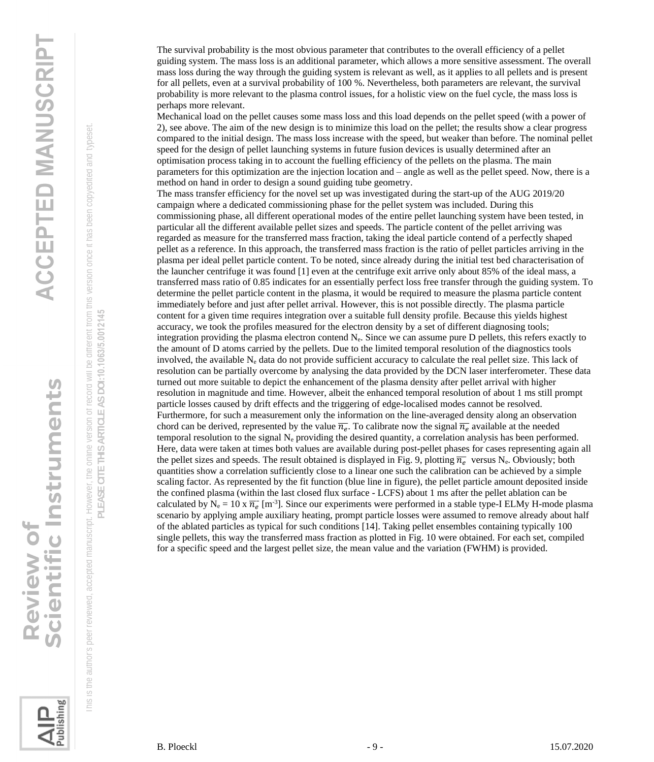The survival probability is the most obvious parameter that contributes to the overall efficiency of a pellet guiding system. The mass loss is an additional parameter, which allows a more sensitive assessment. The overall mass loss during the way through the guiding system is relevant as well, as it applies to all pellets and is present for all pellets, even at a survival probability of 100 %. Nevertheless, both parameters are relevant, the survival probability is more relevant to the plasma control issues, for a holistic view on the fuel cycle, the mass loss is perhaps more relevant.

Mechanical load on the pellet causes some mass loss and this load depends on the pellet speed (with a power of 2), see above. The aim of the new design is to minimize this load on the pellet; the results show a clear progress compared to the initial design. The mass loss increase with the speed, but weaker than before. The nominal pellet speed for the design of pellet launching systems in future fusion devices is usually determined after an optimisation process taking in to account the fuelling efficiency of the pellets on the plasma. The main parameters for this optimization are the injection location and – angle as well as the pellet speed. Now, there is a method on hand in order to design a sound guiding tube geometry.

The mass transfer efficiency for the novel set up was investigated during the start-up of the AUG 2019/20 campaign where a dedicated commissioning phase for the pellet system was included. During this commissioning phase, all different operational modes of the entire pellet launching system have been tested, in particular all the different available pellet sizes and speeds. The particle content of the pellet arriving was regarded as measure for the transferred mass fraction, taking the ideal particle contend of a perfectly shaped pellet as a reference. In this approach, the transferred mass fraction is the ratio of pellet particles arriving in the plasma per ideal pellet particle content. To be noted, since already during the initial test bed characterisation of the launcher centrifuge it was found [1] even at the centrifuge exit arrive only about 85% of the ideal mass, a transferred mass ratio of 0.85 indicates for an essentially perfect loss free transfer through the guiding system. To determine the pellet particle content in the plasma, it would be required to measure the plasma particle content immediately before and just after pellet arrival. However, this is not possible directly. The plasma particle content for a given time requires integration over a suitable full density profile. Because this yields highest accuracy, we took the profiles measured for the electron density by a set of different diagnosing tools; integration providing the plasma electron contend $N_e$. Since we can assume pure D pellets, this refers exactly to the amount of D atoms carried by the pellets. Due to the limited temporal resolution of the diagnostics tools involved, the available $N_e$ data do not provide sufficient accuracy to calculate the real pellet size. This lack of resolution can be partially overcome by analysing the data provided by the DCN laser interferometer. These data turned out more suitable to depict the enhancement of the plasma density after pellet arrival with higher resolution in magnitude and time. However, albeit the enhanced temporal resolution of about 1 ms still prompt particle losses caused by drift effects and the triggering of edge-localised modes cannot be resolved. Furthermore, for such a measurement only the information on the line-averaged density along an observation chord can be derived, represented by the value $\overline{n_e}$. To calibrate now the signal $\overline{n_e}$ available at the needed temporal resolution to the signal $N_e$ providing the desired quantity, a correlation analysis has been performed. Here, data were taken at times both values are available during post-pellet phases for cases representing again all the pellet sizes and speeds. The result obtained is displayed in Fig. 9, plotting $\overline{n_e}$ versus $N_e$. Obviously; both quantities show a correlation sufficiently close to a linear one such the calibration can be achieved by a simple scaling factor. As represented by the fit function (blue line in figure), the pellet particle amount deposited inside the confined plasma (within the last closed flux surface - LCFS) about 1 ms after the pellet ablation can be calculated by $N_e = 10 \times \overline{n_e}$ [$m^{-3}$]. Since our experiments were performed in a stable type-I ELMy H-mode plasma scenario by applying ample auxiliary heating, prompt particle losses were assumed to remove already about half of the ablated particles as typical for such conditions [14]. Taking pellet ensembles containing typically 100 single pellets, this way the transferred mass fraction as plotted in Fig. 10 were obtained. For each set, compiled for a specific speed and the largest pellet size, the mean value and the variation (FWHM) is provided.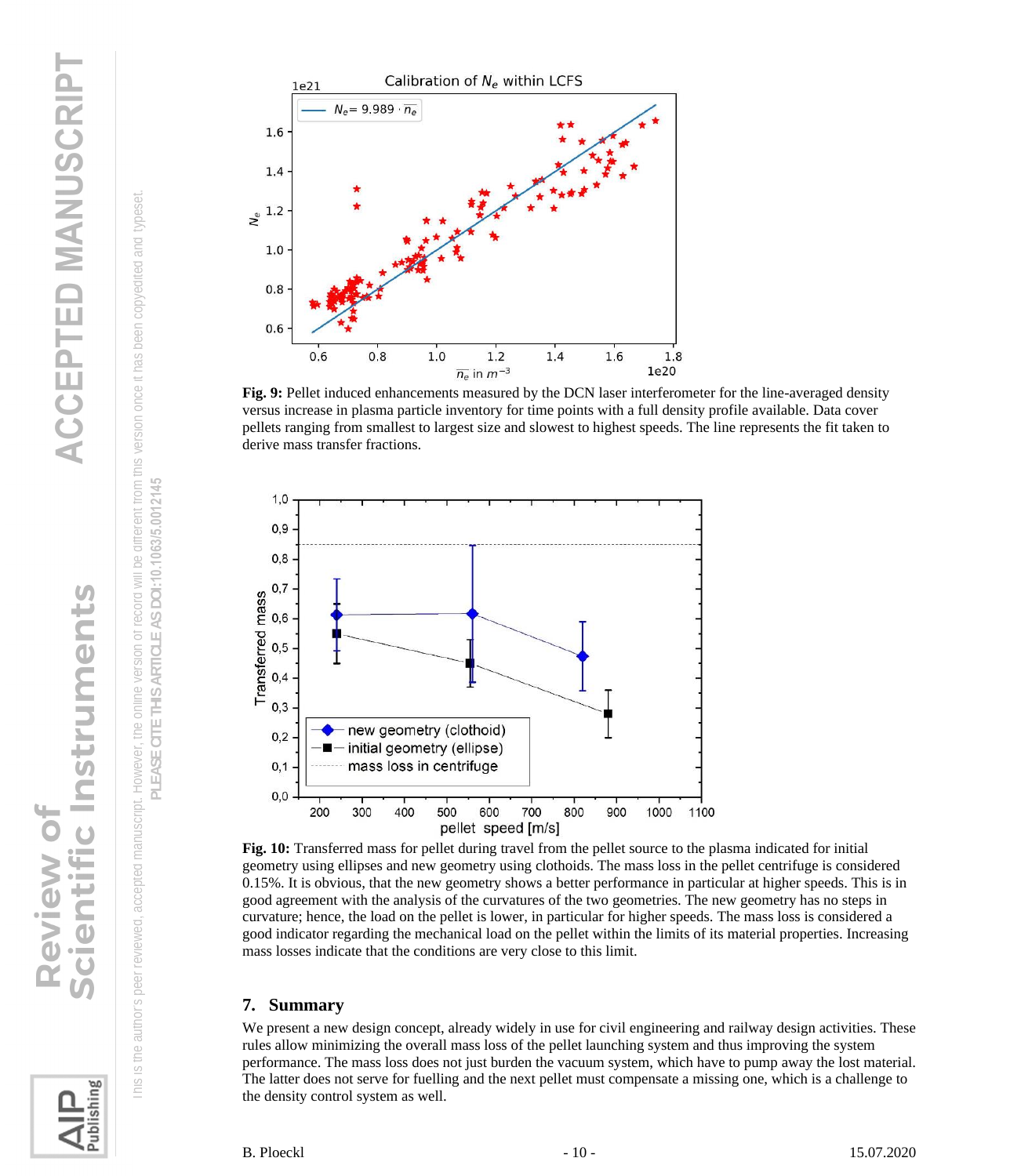**Fig. 9:** Pellet induced enhancements measured by the DCN laser interferometer for the line-averaged density versus increase in plasma particle inventory for time points with a full density profile available. Data cover pellets ranging from smallest to largest size and slowest to highest speeds. The line represents the fit taken to derive mass transfer fractions.

**Fig. 10:** Transferred mass for pellet during travel from the pellet source to the plasma indicated for initial geometry using ellipses and new geometry using clothoids. The mass loss in the pellet centrifuge is considered 0.15%. It is obvious, that the new geometry shows a better performance in particular at higher speeds. This is in good agreement with the analysis of the curvatures of the two geometries. The new geometry has no steps in curvature; hence, the load on the pellet is lower, in particular for higher speeds. The mass loss is considered a good indicator regarding the mechanical load on the pellet within the limits of its material properties. Increasing mass losses indicate that the conditions are very close to this limit.

## 7. Summary

We present a new design concept, already widely in use for civil engineering and railway design activities. These rules allow minimizing the overall mass loss of the pellet launching system and thus improving the system performance. The mass loss does not just burden the vacuum system, which have to pump away the lost material. The latter does not serve for fuelling and the next pellet must compensate a missing one, which is a challenge to the density control system as well.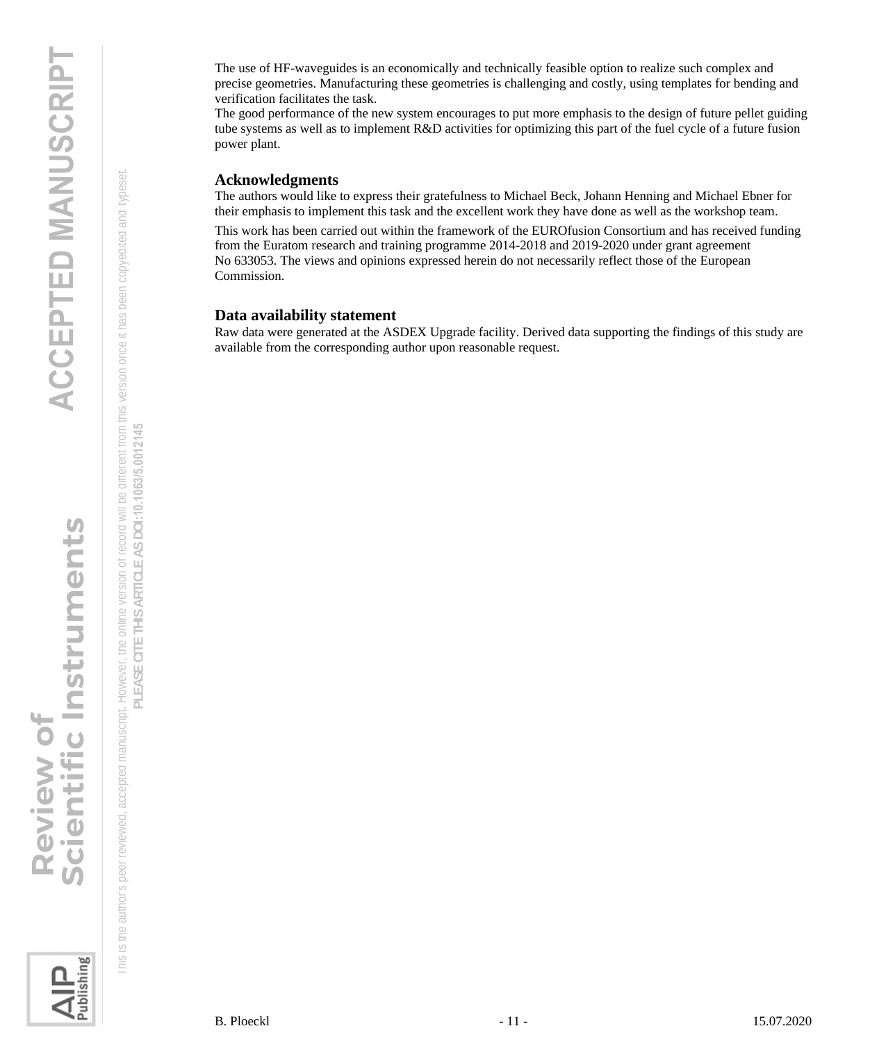The use of HF-waveguides is an economically and technically feasible option to realize such complex and precise geometries. Manufacturing these geometries is challenging and costly, using templates for bending and verification facilitates the task.

The good performance of the new system encourages to put more emphasis to the design of future pellet guiding tube systems as well as to implement R&D activities for optimizing this part of the fuel cycle of a future fusion power plant.

## Acknowledgments

The authors would like to express their gratefulness to Michael Beck, Johann Henning and Michael Ebner for their emphasis to implement this task and the excellent work they have done as well as the workshop team.

This work has been carried out within the framework of the EUROfusion Consortium and has received funding from the Euratom research and training programme 2014-2018 and 2019-2020 under grant agreement No 633053. The views and opinions expressed herein do not necessarily reflect those of the European Commission.

## Data availability statement

Raw data were generated at the ASDEX Upgrade facility. Derived data supporting the findings of this study are available from the corresponding author upon reasonable request.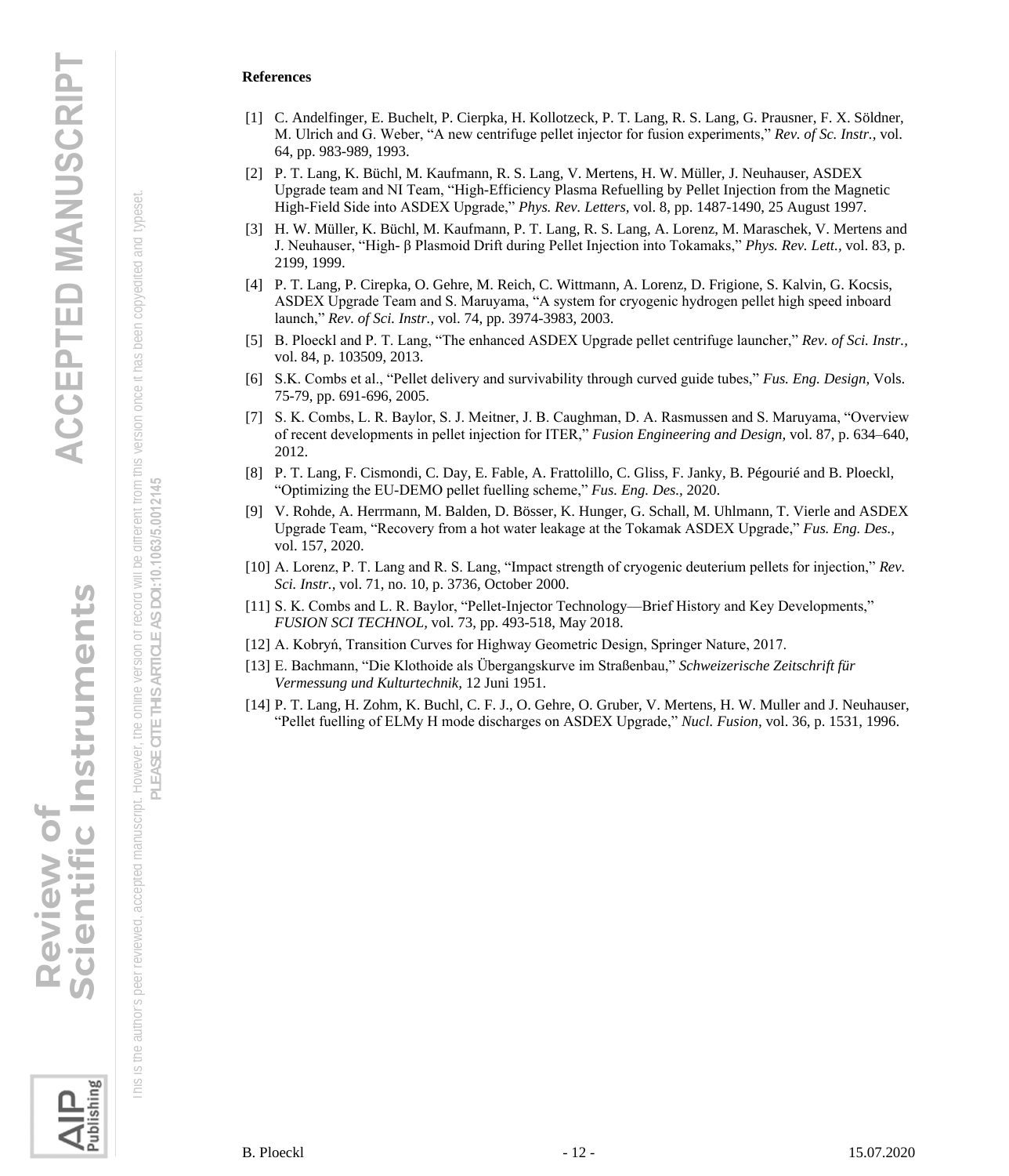**References**

[1] C. Andelfinger, E. Buchelt, P. Cierpka, H. Kollotzeck, P. T. Lang, R. S. Lang, G. Prausner, F. X. Söldner, M. Ulrich and G. Weber, "A new centrifuge pellet injector for fusion experiments," *Rev. of Sc. Instr.,* vol. 64, pp. 983-989, 1993.

[2] P. T. Lang, K. Büchl, M. Kaufmann, R. S. Lang, V. Mertens, H. W. Müller, J. Neuhauser, ASDEX Upgrade team and NI Team, "High-Efficiency Plasma Refuelling by Pellet Injection from the Magnetic High-Field Side into ASDEX Upgrade," *Phys. Rev. Letters,* vol. 8, pp. 1487-1490, 25 August 1997.

[3] H. W. Müller, K. Büchl, M. Kaufmann, P. T. Lang, R. S. Lang, A. Lorenz, M. Maraschek, V. Mertens and J. Neuhauser, "High- β Plasmoid Drift during Pellet Injection into Tokamaks," *Phys. Rev. Lett.,* vol. 83, p. 2199, 1999.

[4] P. T. Lang, P. Cirepka, O. Gehre, M. Reich, C. Wittmann, A. Lorenz, D. Frigione, S. Kalvin, G. Kocsis, ASDEX Upgrade Team and S. Maruyama, "A system for cryogenic hydrogen pellet high speed inboard launch," *Rev. of Sci. Instr.,* vol. 74, pp. 3974-3983, 2003.

[5] B. Ploeckl and P. T. Lang, "The enhanced ASDEX Upgrade pellet centrifuge launcher," *Rev. of Sci. Instr.,* vol. 84, p. 103509, 2013.

[6] S.K. Combs et al., "Pellet delivery and survivability through curved guide tubes," *Fus. Eng. Design,* Vols. 75-79, pp. 691-696, 2005.

[7] S. K. Combs, L. R. Baylor, S. J. Meitner, J. B. Caughman, D. A. Rasmussen and S. Maruyama, "Overview of recent developments in pellet injection for ITER," *Fusion Engineering and Design,* vol. 87, p. 634–640, 2012.

[8] P. T. Lang, F. Cismondi, C. Day, E. Fable, A. Frattolillo, C. Gliss, F. Janky, B. Pégourié and B. Ploeckl, "Optimizing the EU-DEMO pellet fuelling scheme," *Fus. Eng. Des.,* 2020.

[9] V. Rohde, A. Herrmann, M. Balden, D. Bösser, K. Hunger, G. Schall, M. Uhlmann, T. Vierle and ASDEX Upgrade Team, "Recovery from a hot water leakage at the Tokamak ASDEX Upgrade," *Fus. Eng. Des.,* vol. 157, 2020.

[10] A. Lorenz, P. T. Lang and R. S. Lang, "Impact strength of cryogenic deuterium pellets for injection," *Rev. Sci. Instr.,* vol. 71, no. 10, p. 3736, October 2000.

[11] S. K. Combs and L. R. Baylor, "Pellet-Injector Technology—Brief History and Key Developments," *FUSION SCI TECHNOL,* vol. 73, pp. 493-518, May 2018.

[12] A. Kobryń, Transition Curves for Highway Geometric Design, Springer Nature, 2017.

[13] E. Bachmann, "Die Klothoide als Übergangskurve im Straßenbau," *Schweizerische Zeitschrift für Vermessung und Kulturtechnik,* 12 Juni 1951.

[14] P. T. Lang, H. Zohm, K. Buchl, C. F. J., O. Gehre, O. Gruber, V. Mertens, H. W. Muller and J. Neuhauser, "Pellet fuelling of ELMy H mode discharges on ASDEX Upgrade," *Nucl. Fusion,* vol. 36, p. 1531, 1996.